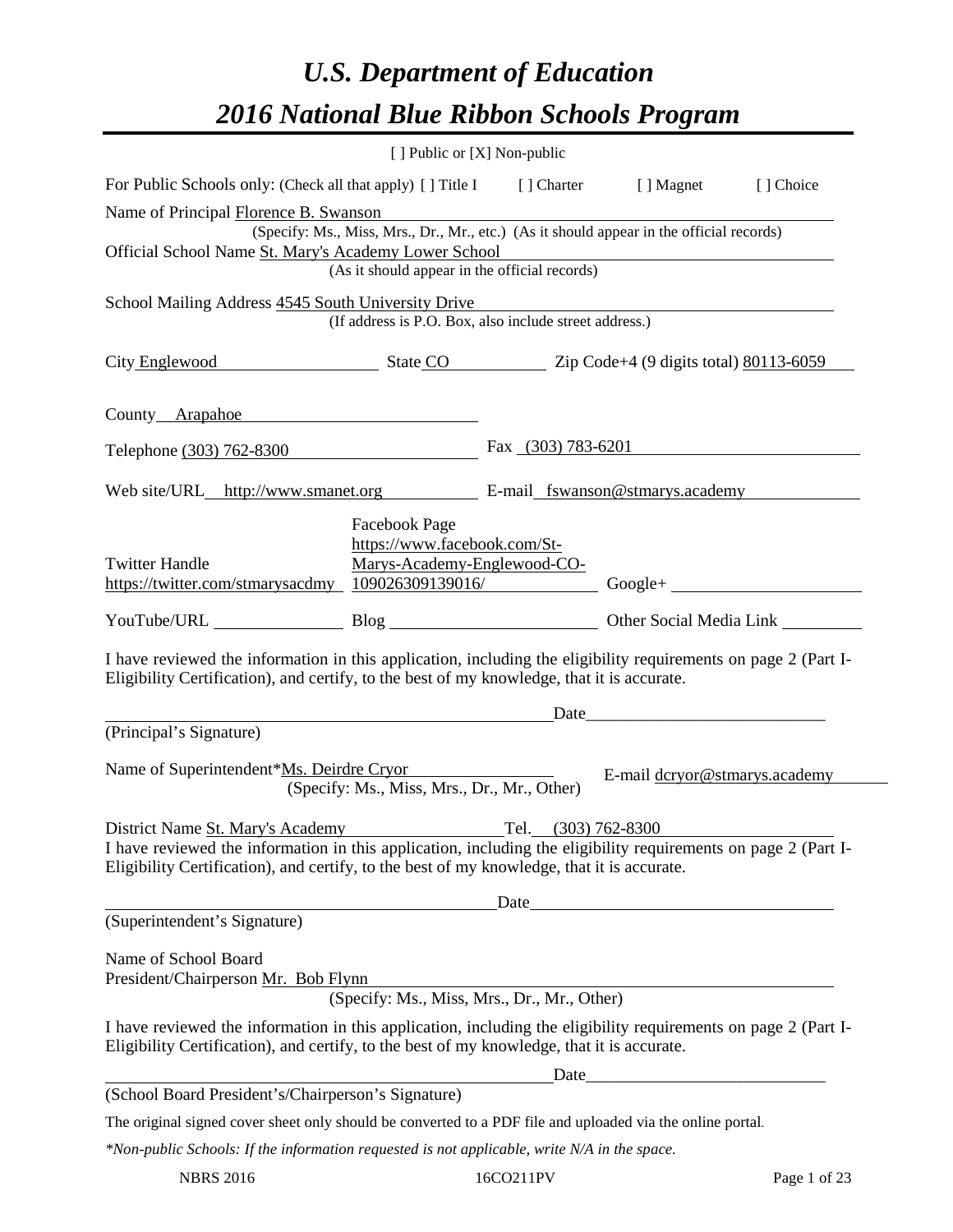# *U.S. Department of Education*

# *2016 National Blue Ribbon Schools Program*

[ ] Public or [X] Non-public

For Public Schools only: (Check all that apply) [ ] Title I [ ] Charter [ ] Magnet [ ] Choice

Name of Principal Florence B. Swanson
(Specify: Ms., Miss, Mrs., Dr., Mr., etc.) (As it should appear in the official records)

Official School Name St. Mary's Academy Lower School
(As it should appear in the official records)

School Mailing Address 4545 South University Drive
(If address is P.O. Box, also include street address.)

City Englewood State CO Zip Code+4 (9 digits total) 80113-6059

County Arapahoe

Telephone (303) 762-8300 Fax (303) 783-6201

Web site/URL http://www.smanet.org E-mail fswanson@stmarys.academy

Twitter Handle https://twitter.com/stmarysacdmy Facebook Page https://www.facebook.com/St-Marys-Academy-Englewood-CO-109026309139016/ Google+

YouTube/URL Blog Other Social Media Link

I have reviewed the information in this application, including the eligibility requirements on page 2 (Part I-Eligibility Certification), and certify, to the best of my knowledge, that it is accurate.

Date

(Principal's Signature)

Name of Superintendent*Ms. Deirdre Cryor E-mail dcryor@stmarys.academy
(Specify: Ms., Miss, Mrs., Dr., Mr., Other)

District Name St. Mary's Academy Tel. (303) 762-8300

I have reviewed the information in this application, including the eligibility requirements on page 2 (Part I-Eligibility Certification), and certify, to the best of my knowledge, that it is accurate.

Date

(Superintendent's Signature)

Name of School Board President/Chairperson Mr. Bob Flynn
(Specify: Ms., Miss, Mrs., Dr., Mr., Other)

I have reviewed the information in this application, including the eligibility requirements on page 2 (Part I-Eligibility Certification), and certify, to the best of my knowledge, that it is accurate.

Date

(School Board President's/Chairperson's Signature)

The original signed cover sheet only should be converted to a PDF file and uploaded via the online portal.

*\*Non-public Schools: If the information requested is not applicable, write N/A in the space.*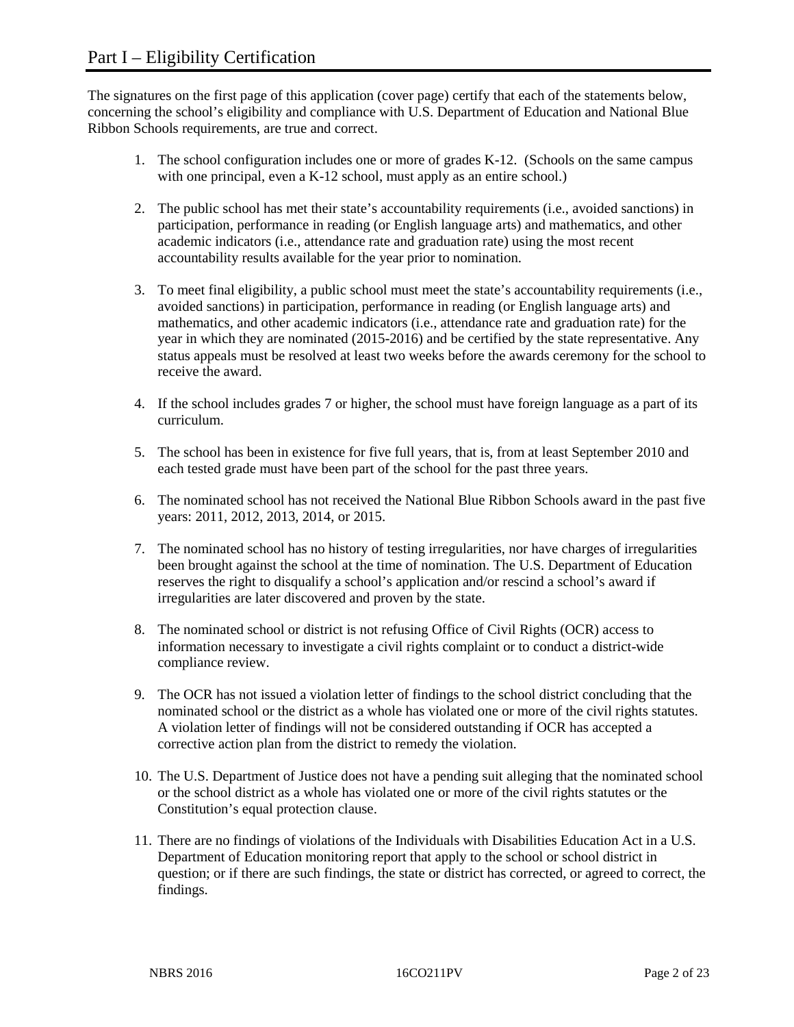# Part I – Eligibility Certification

The signatures on the first page of this application (cover page) certify that each of the statements below, concerning the school's eligibility and compliance with U.S. Department of Education and National Blue Ribbon Schools requirements, are true and correct.

1. The school configuration includes one or more of grades K-12. (Schools on the same campus with one principal, even a K-12 school, must apply as an entire school.)

2. The public school has met their state's accountability requirements (i.e., avoided sanctions) in participation, performance in reading (or English language arts) and mathematics, and other academic indicators (i.e., attendance rate and graduation rate) using the most recent accountability results available for the year prior to nomination.

3. To meet final eligibility, a public school must meet the state's accountability requirements (i.e., avoided sanctions) in participation, performance in reading (or English language arts) and mathematics, and other academic indicators (i.e., attendance rate and graduation rate) for the year in which they are nominated (2015-2016) and be certified by the state representative. Any status appeals must be resolved at least two weeks before the awards ceremony for the school to receive the award.

4. If the school includes grades 7 or higher, the school must have foreign language as a part of its curriculum.

5. The school has been in existence for five full years, that is, from at least September 2010 and each tested grade must have been part of the school for the past three years.

6. The nominated school has not received the National Blue Ribbon Schools award in the past five years: 2011, 2012, 2013, 2014, or 2015.

7. The nominated school has no history of testing irregularities, nor have charges of irregularities been brought against the school at the time of nomination. The U.S. Department of Education reserves the right to disqualify a school's application and/or rescind a school's award if irregularities are later discovered and proven by the state.

8. The nominated school or district is not refusing Office of Civil Rights (OCR) access to information necessary to investigate a civil rights complaint or to conduct a district-wide compliance review.

9. The OCR has not issued a violation letter of findings to the school district concluding that the nominated school or the district as a whole has violated one or more of the civil rights statutes. A violation letter of findings will not be considered outstanding if OCR has accepted a corrective action plan from the district to remedy the violation.

10. The U.S. Department of Justice does not have a pending suit alleging that the nominated school or the school district as a whole has violated one or more of the civil rights statutes or the Constitution's equal protection clause.

11. There are no findings of violations of the Individuals with Disabilities Education Act in a U.S. Department of Education monitoring report that apply to the school or school district in question; or if there are such findings, the state or district has corrected, or agreed to correct, the findings.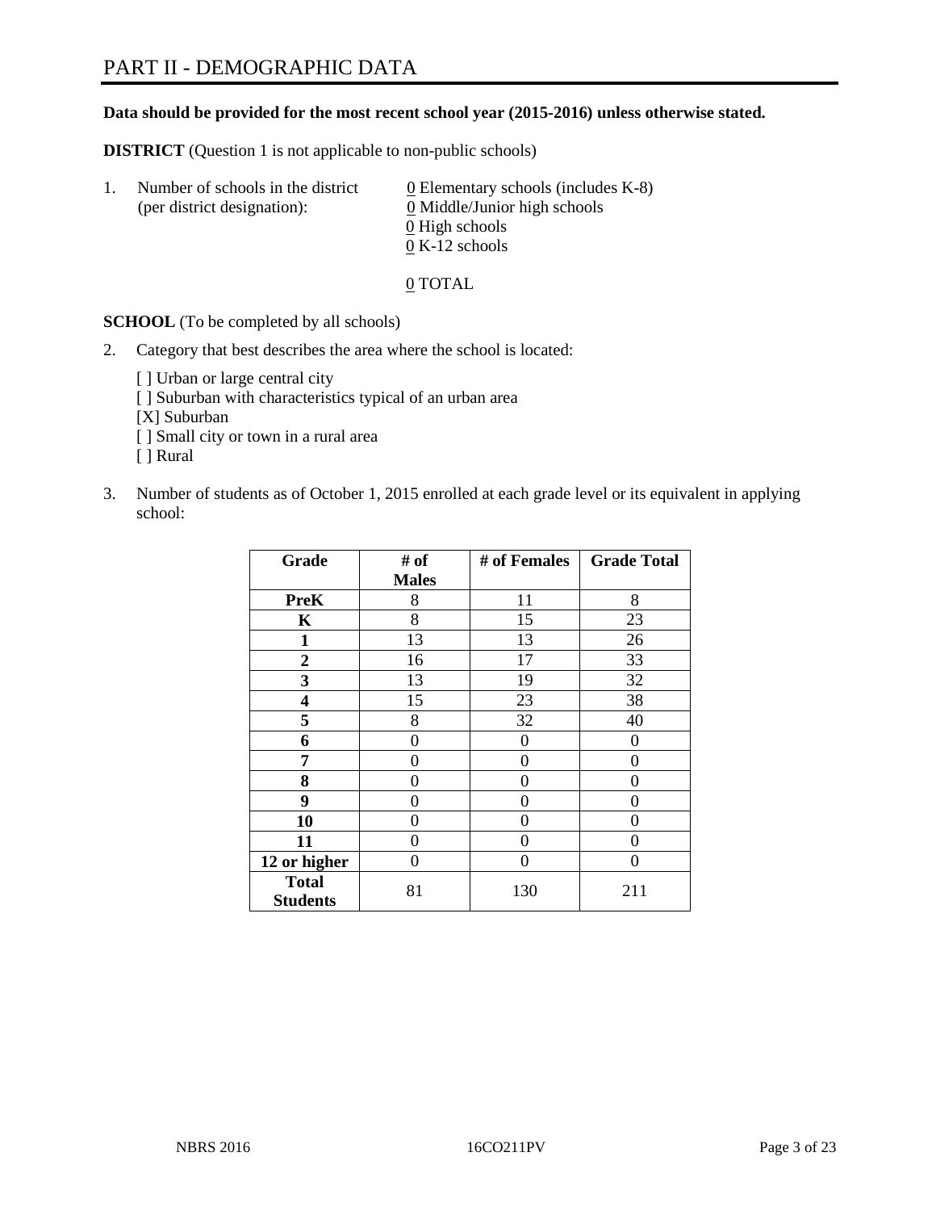# PART II - DEMOGRAPHIC DATA

**Data should be provided for the most recent school year (2015-2016) unless otherwise stated.**

**DISTRICT** (Question 1 is not applicable to non-public schools)

1. Number of schools in the district (per district designation):
   - 0 Elementary schools (includes K-8)
   - 0 Middle/Junior high schools
   - 0 High schools
   - 0 K-12 schools

   0 TOTAL

**SCHOOL** (To be completed by all schools)

2. Category that best describes the area where the school is located:

   [ ] Urban or large central city
   [ ] Suburban with characteristics typical of an urban area
   [X] Suburban
   [ ] Small city or town in a rural area
   [ ] Rural

3. Number of students as of October 1, 2015 enrolled at each grade level or its equivalent in applying school:

| Grade | # of Males | # of Females | Grade Total |
|---|---|---|---|
| **PreK** | 8 | 11 | 8 |
| **K** | 8 | 15 | 23 |
| **1** | 13 | 13 | 26 |
| **2** | 16 | 17 | 33 |
| **3** | 13 | 19 | 32 |
| **4** | 15 | 23 | 38 |
| **5** | 8 | 32 | 40 |
| **6** | 0 | 0 | 0 |
| **7** | 0 | 0 | 0 |
| **8** | 0 | 0 | 0 |
| **9** | 0 | 0 | 0 |
| **10** | 0 | 0 | 0 |
| **11** | 0 | 0 | 0 |
| **12 or higher** | 0 | 0 | 0 |
| **Total Students** | 81 | 130 | 211 |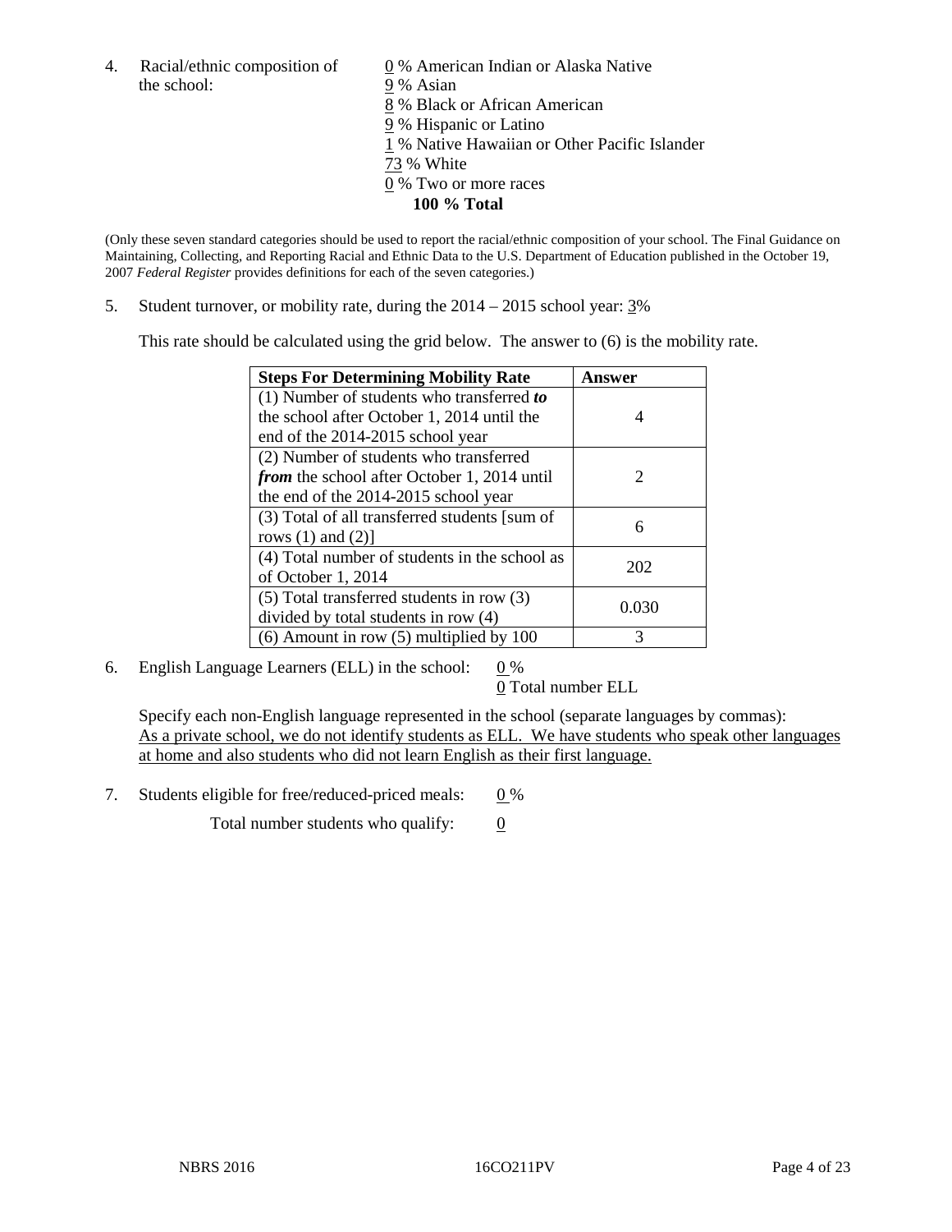4. Racial/ethnic composition of the school:

0 % American Indian or Alaska Native
9 % Asian
8 % Black or African American
9 % Hispanic or Latino
1 % Native Hawaiian or Other Pacific Islander
73 % White
0 % Two or more races
**100 % Total**

(Only these seven standard categories should be used to report the racial/ethnic composition of your school. The Final Guidance on Maintaining, Collecting, and Reporting Racial and Ethnic Data to the U.S. Department of Education published in the October 19, 2007 *Federal Register* provides definitions for each of the seven categories.)

5. Student turnover, or mobility rate, during the 2014 – 2015 school year: 3%

This rate should be calculated using the grid below. The answer to (6) is the mobility rate.

| Steps For Determining Mobility Rate | Answer |
|---|---|
| (1) Number of students who transferred ***to*** the school after October 1, 2014 until the end of the 2014-2015 school year | 4 |
| (2) Number of students who transferred ***from*** the school after October 1, 2014 until the end of the 2014-2015 school year | 2 |
| (3) Total of all transferred students [sum of rows (1) and (2)] | 6 |
| (4) Total number of students in the school as of October 1, 2014 | 202 |
| (5) Total transferred students in row (3) divided by total students in row (4) | 0.030 |
| (6) Amount in row (5) multiplied by 100 | 3 |

6. English Language Learners (ELL) in the school: 0 %
0 Total number ELL

Specify each non-English language represented in the school (separate languages by commas):
As a private school, we do not identify students as ELL. We have students who speak other languages at home and also students who did not learn English as their first language.

7. Students eligible for free/reduced-priced meals: 0 %
Total number students who qualify: 0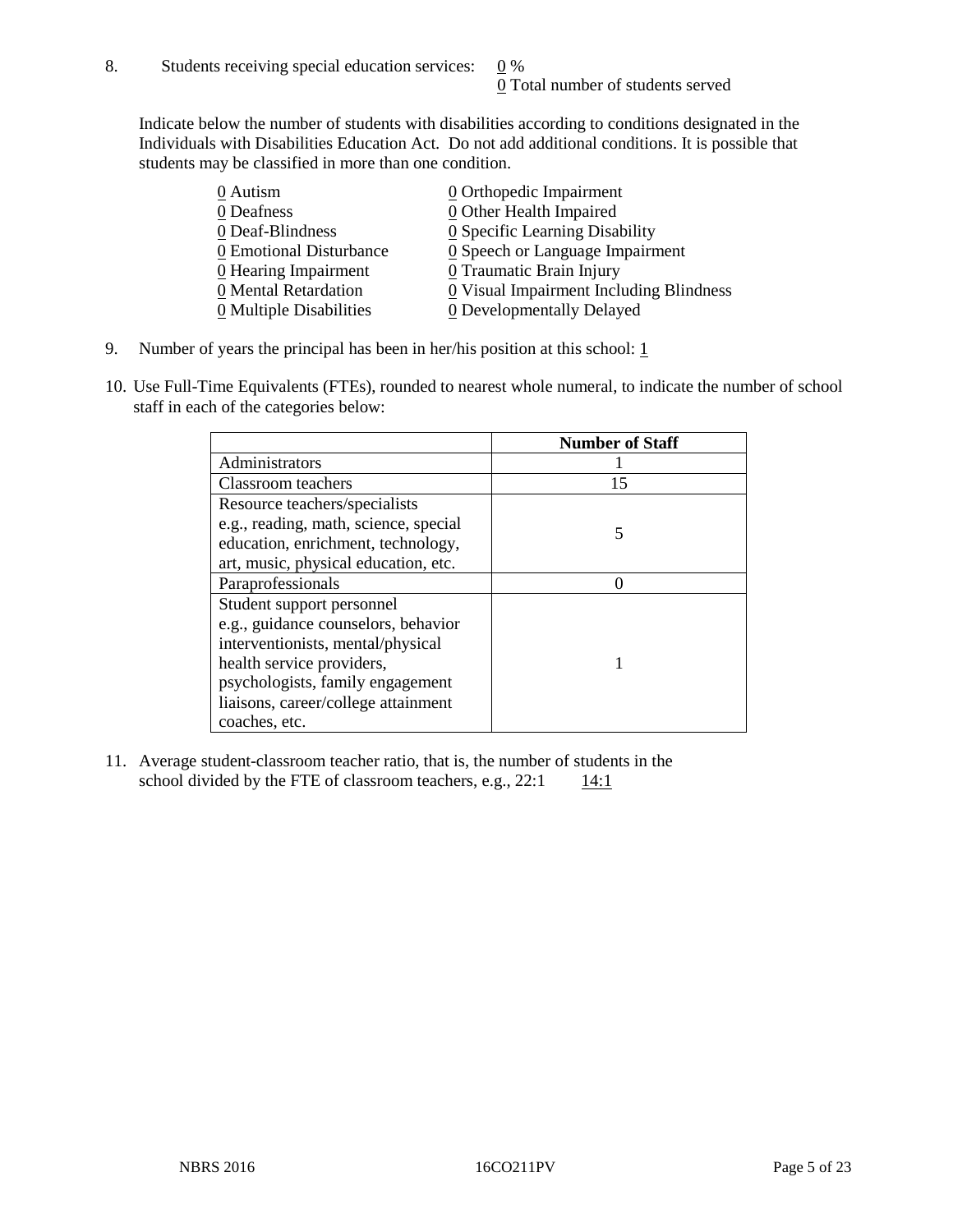8. Students receiving special education services: 0 %
0 Total number of students served

Indicate below the number of students with disabilities according to conditions designated in the Individuals with Disabilities Education Act. Do not add additional conditions. It is possible that students may be classified in more than one condition.

0 Autism
0 Deafness
0 Deaf-Blindness
0 Emotional Disturbance
0 Hearing Impairment
0 Mental Retardation
0 Multiple Disabilities
0 Orthopedic Impairment
0 Other Health Impaired
0 Specific Learning Disability
0 Speech or Language Impairment
0 Traumatic Brain Injury
0 Visual Impairment Including Blindness
0 Developmentally Delayed

9. Number of years the principal has been in her/his position at this school: 1

10. Use Full-Time Equivalents (FTEs), rounded to nearest whole numeral, to indicate the number of school staff in each of the categories below:

| | Number of Staff |
|---|---|
| Administrators | 1 |
| Classroom teachers | 15 |
| Resource teachers/specialists e.g., reading, math, science, special education, enrichment, technology, art, music, physical education, etc. | 5 |
| Paraprofessionals | 0 |
| Student support personnel e.g., guidance counselors, behavior interventionists, mental/physical health service providers, psychologists, family engagement liaisons, career/college attainment coaches, etc. | 1 |

11. Average student-classroom teacher ratio, that is, the number of students in the school divided by the FTE of classroom teachers, e.g., 22:1 14:1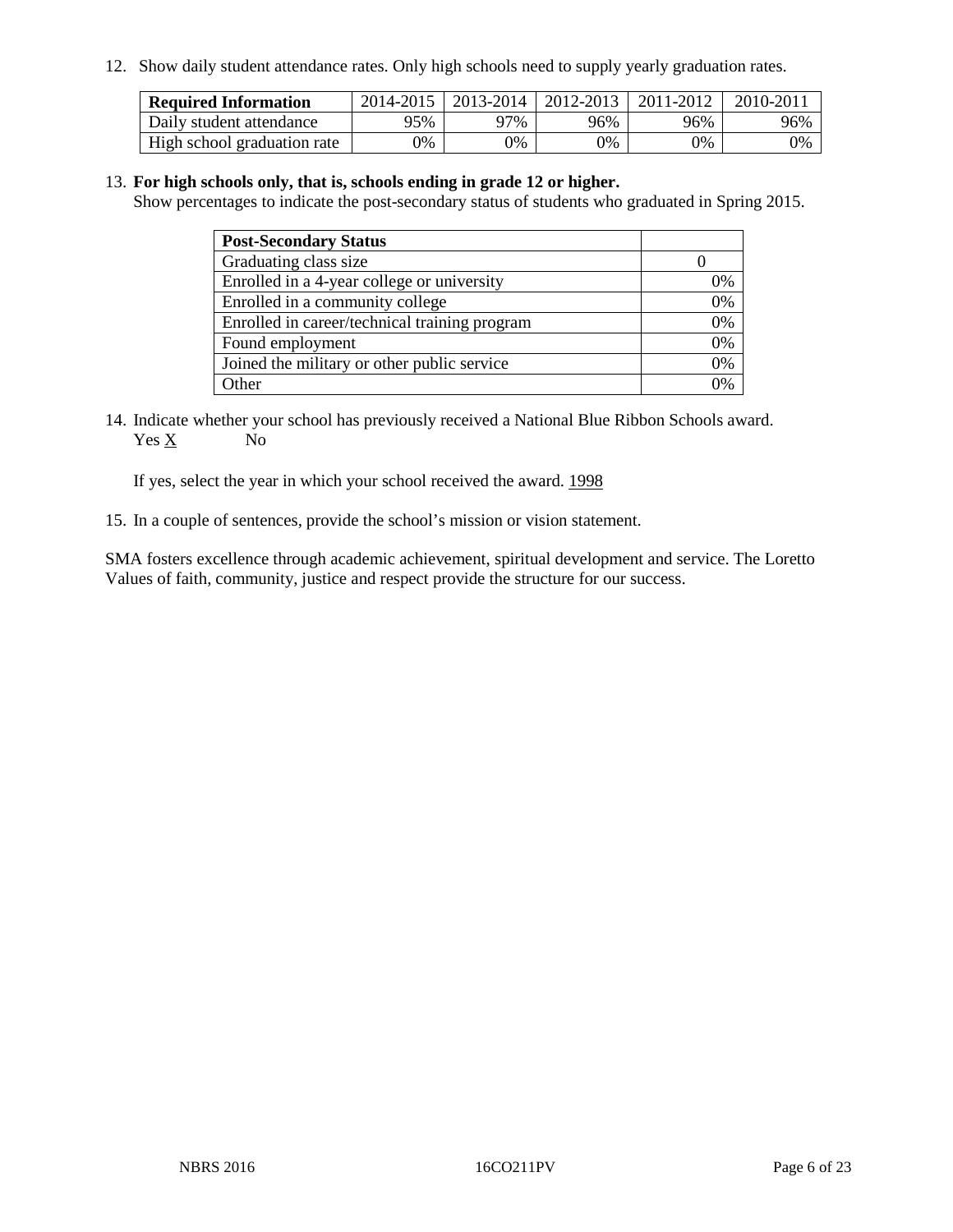12. Show daily student attendance rates. Only high schools need to supply yearly graduation rates.

| Required Information | 2014-2015 | 2013-2014 | 2012-2013 | 2011-2012 | 2010-2011 |
|---|---|---|---|---|---|
| Daily student attendance | 95% | 97% | 96% | 96% | 96% |
| High school graduation rate | 0% | 0% | 0% | 0% | 0% |

13. **For high schools only, that is, schools ending in grade 12 or higher.**
Show percentages to indicate the post-secondary status of students who graduated in Spring 2015.

| Post-Secondary Status | |
|---|---|
| Graduating class size | 0 |
| Enrolled in a 4-year college or university | 0% |
| Enrolled in a community college | 0% |
| Enrolled in career/technical training program | 0% |
| Found employment | 0% |
| Joined the military or other public service | 0% |
| Other | 0% |

14. Indicate whether your school has previously received a National Blue Ribbon Schools award.
Yes X No

If yes, select the year in which your school received the award. 1998

15. In a couple of sentences, provide the school's mission or vision statement.

SMA fosters excellence through academic achievement, spiritual development and service. The Loretto Values of faith, community, justice and respect provide the structure for our success.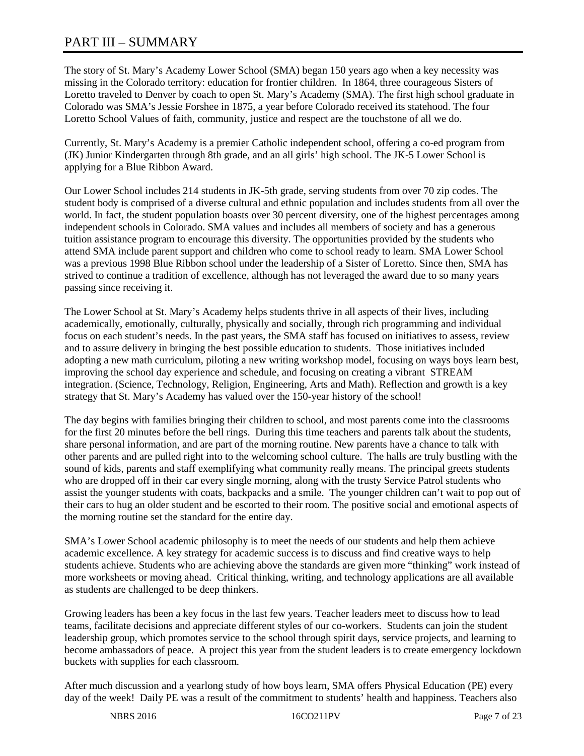# PART III – SUMMARY

The story of St. Mary's Academy Lower School (SMA) began 150 years ago when a key necessity was missing in the Colorado territory: education for frontier children. In 1864, three courageous Sisters of Loretto traveled to Denver by coach to open St. Mary's Academy (SMA). The first high school graduate in Colorado was SMA's Jessie Forshee in 1875, a year before Colorado received its statehood. The four Loretto School Values of faith, community, justice and respect are the touchstone of all we do.

Currently, St. Mary's Academy is a premier Catholic independent school, offering a co-ed program from (JK) Junior Kindergarten through 8th grade, and an all girls' high school. The JK-5 Lower School is applying for a Blue Ribbon Award.

Our Lower School includes 214 students in JK-5th grade, serving students from over 70 zip codes. The student body is comprised of a diverse cultural and ethnic population and includes students from all over the world. In fact, the student population boasts over 30 percent diversity, one of the highest percentages among independent schools in Colorado. SMA values and includes all members of society and has a generous tuition assistance program to encourage this diversity. The opportunities provided by the students who attend SMA include parent support and children who come to school ready to learn. SMA Lower School was a previous 1998 Blue Ribbon school under the leadership of a Sister of Loretto. Since then, SMA has strived to continue a tradition of excellence, although has not leveraged the award due to so many years passing since receiving it.

The Lower School at St. Mary's Academy helps students thrive in all aspects of their lives, including academically, emotionally, culturally, physically and socially, through rich programming and individual focus on each student's needs. In the past years, the SMA staff has focused on initiatives to assess, review and to assure delivery in bringing the best possible education to students. Those initiatives included adopting a new math curriculum, piloting a new writing workshop model, focusing on ways boys learn best, improving the school day experience and schedule, and focusing on creating a vibrant STREAM integration. (Science, Technology, Religion, Engineering, Arts and Math). Reflection and growth is a key strategy that St. Mary's Academy has valued over the 150-year history of the school!

The day begins with families bringing their children to school, and most parents come into the classrooms for the first 20 minutes before the bell rings. During this time teachers and parents talk about the students, share personal information, and are part of the morning routine. New parents have a chance to talk with other parents and are pulled right into to the welcoming school culture. The halls are truly bustling with the sound of kids, parents and staff exemplifying what community really means. The principal greets students who are dropped off in their car every single morning, along with the trusty Service Patrol students who assist the younger students with coats, backpacks and a smile. The younger children can't wait to pop out of their cars to hug an older student and be escorted to their room. The positive social and emotional aspects of the morning routine set the standard for the entire day.

SMA's Lower School academic philosophy is to meet the needs of our students and help them achieve academic excellence. A key strategy for academic success is to discuss and find creative ways to help students achieve. Students who are achieving above the standards are given more "thinking" work instead of more worksheets or moving ahead. Critical thinking, writing, and technology applications are all available as students are challenged to be deep thinkers.

Growing leaders has been a key focus in the last few years. Teacher leaders meet to discuss how to lead teams, facilitate decisions and appreciate different styles of our co-workers. Students can join the student leadership group, which promotes service to the school through spirit days, service projects, and learning to become ambassadors of peace. A project this year from the student leaders is to create emergency lockdown buckets with supplies for each classroom.

After much discussion and a yearlong study of how boys learn, SMA offers Physical Education (PE) every day of the week! Daily PE was a result of the commitment to students' health and happiness. Teachers also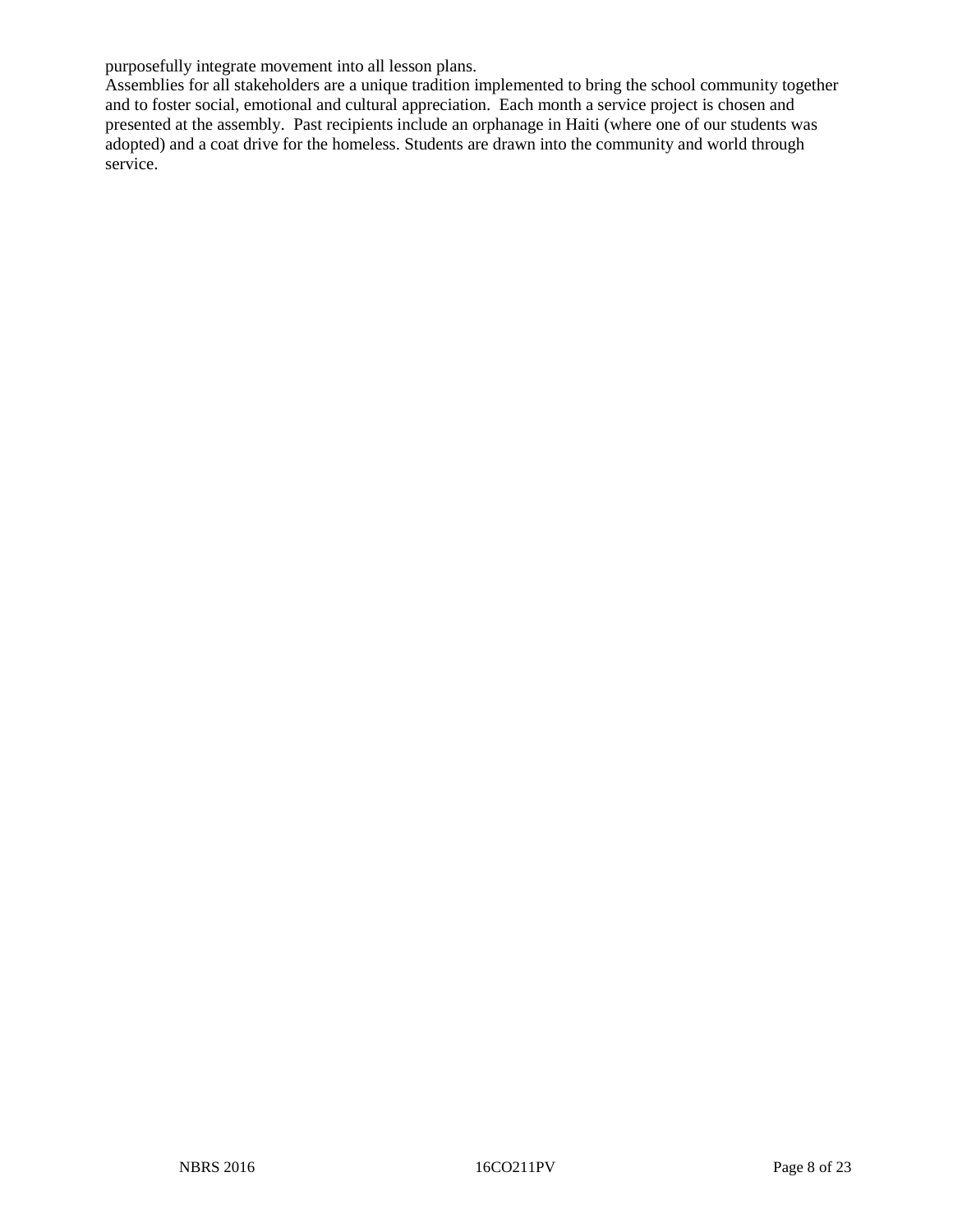purposefully integrate movement into all lesson plans.

Assemblies for all stakeholders are a unique tradition implemented to bring the school community together and to foster social, emotional and cultural appreciation. Each month a service project is chosen and presented at the assembly. Past recipients include an orphanage in Haiti (where one of our students was adopted) and a coat drive for the homeless. Students are drawn into the community and world through service.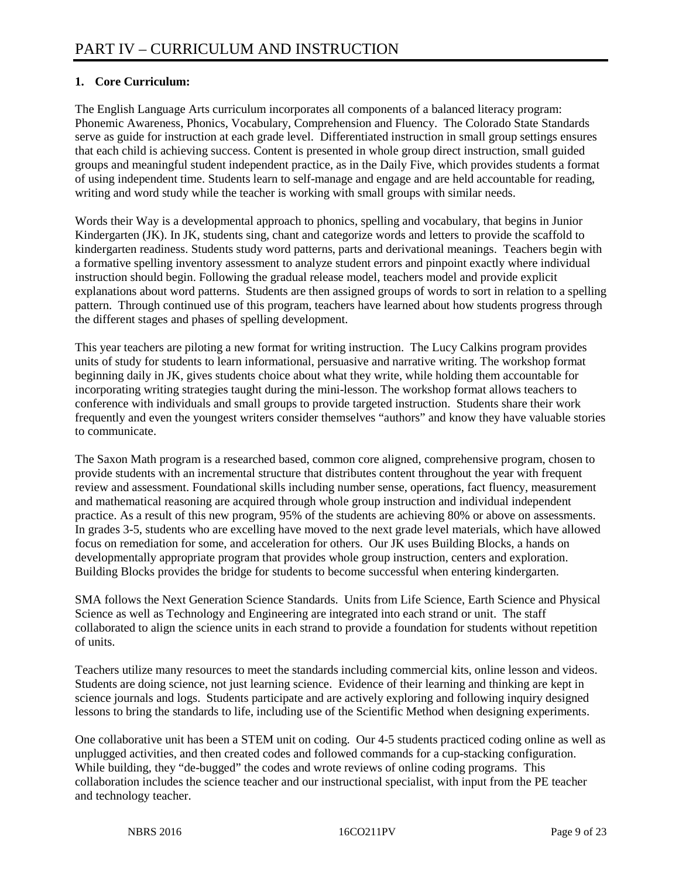# PART IV – CURRICULUM AND INSTRUCTION

**1. Core Curriculum:**

The English Language Arts curriculum incorporates all components of a balanced literacy program: Phonemic Awareness, Phonics, Vocabulary, Comprehension and Fluency. The Colorado State Standards serve as guide for instruction at each grade level. Differentiated instruction in small group settings ensures that each child is achieving success. Content is presented in whole group direct instruction, small guided groups and meaningful student independent practice, as in the Daily Five, which provides students a format of using independent time. Students learn to self-manage and engage and are held accountable for reading, writing and word study while the teacher is working with small groups with similar needs.

Words their Way is a developmental approach to phonics, spelling and vocabulary, that begins in Junior Kindergarten (JK). In JK, students sing, chant and categorize words and letters to provide the scaffold to kindergarten readiness. Students study word patterns, parts and derivational meanings. Teachers begin with a formative spelling inventory assessment to analyze student errors and pinpoint exactly where individual instruction should begin. Following the gradual release model, teachers model and provide explicit explanations about word patterns. Students are then assigned groups of words to sort in relation to a spelling pattern. Through continued use of this program, teachers have learned about how students progress through the different stages and phases of spelling development.

This year teachers are piloting a new format for writing instruction. The Lucy Calkins program provides units of study for students to learn informational, persuasive and narrative writing. The workshop format beginning daily in JK, gives students choice about what they write, while holding them accountable for incorporating writing strategies taught during the mini-lesson. The workshop format allows teachers to conference with individuals and small groups to provide targeted instruction. Students share their work frequently and even the youngest writers consider themselves "authors" and know they have valuable stories to communicate.

The Saxon Math program is a researched based, common core aligned, comprehensive program, chosen to provide students with an incremental structure that distributes content throughout the year with frequent review and assessment. Foundational skills including number sense, operations, fact fluency, measurement and mathematical reasoning are acquired through whole group instruction and individual independent practice. As a result of this new program, 95% of the students are achieving 80% or above on assessments. In grades 3-5, students who are excelling have moved to the next grade level materials, which have allowed focus on remediation for some, and acceleration for others. Our JK uses Building Blocks, a hands on developmentally appropriate program that provides whole group instruction, centers and exploration. Building Blocks provides the bridge for students to become successful when entering kindergarten.

SMA follows the Next Generation Science Standards. Units from Life Science, Earth Science and Physical Science as well as Technology and Engineering are integrated into each strand or unit. The staff collaborated to align the science units in each strand to provide a foundation for students without repetition of units.

Teachers utilize many resources to meet the standards including commercial kits, online lesson and videos. Students are doing science, not just learning science. Evidence of their learning and thinking are kept in science journals and logs. Students participate and are actively exploring and following inquiry designed lessons to bring the standards to life, including use of the Scientific Method when designing experiments.

One collaborative unit has been a STEM unit on coding. Our 4-5 students practiced coding online as well as unplugged activities, and then created codes and followed commands for a cup-stacking configuration. While building, they "de-bugged" the codes and wrote reviews of online coding programs. This collaboration includes the science teacher and our instructional specialist, with input from the PE teacher and technology teacher.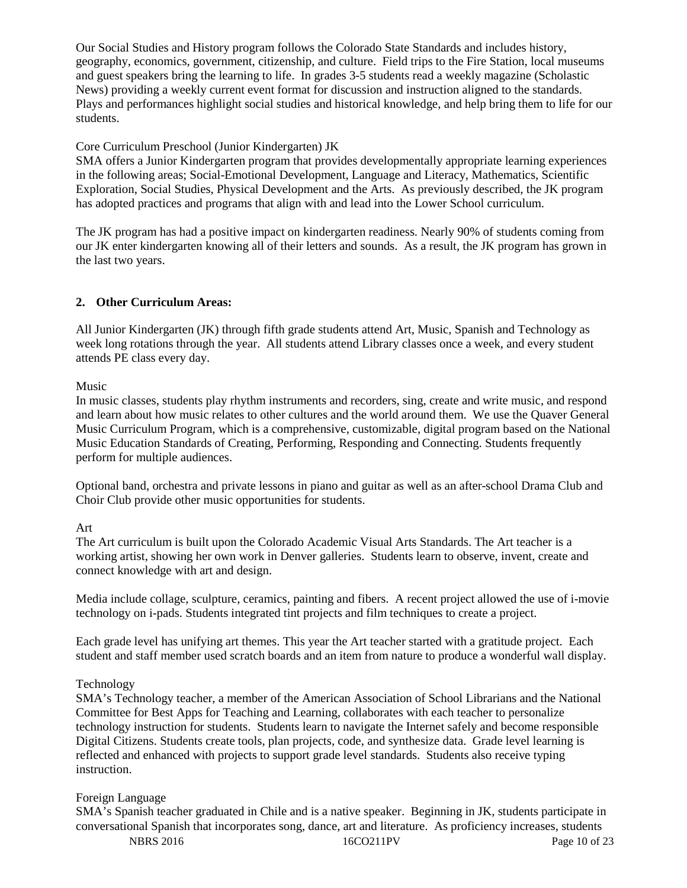Our Social Studies and History program follows the Colorado State Standards and includes history, geography, economics, government, citizenship, and culture.  Field trips to the Fire Station, local museums and guest speakers bring the learning to life.  In grades 3-5 students read a weekly magazine (Scholastic News) providing a weekly current event format for discussion and instruction aligned to the standards. Plays and performances highlight social studies and historical knowledge, and help bring them to life for our students.

Core Curriculum Preschool (Junior Kindergarten) JK

SMA offers a Junior Kindergarten program that provides developmentally appropriate learning experiences in the following areas; Social-Emotional Development, Language and Literacy, Mathematics, Scientific Exploration, Social Studies, Physical Development and the Arts.  As previously described, the JK program has adopted practices and programs that align with and lead into the Lower School curriculum.

The JK program has had a positive impact on kindergarten readiness. Nearly 90% of students coming from our JK enter kindergarten knowing all of their letters and sounds.  As a result, the JK program has grown in the last two years.

**2. Other Curriculum Areas:**

All Junior Kindergarten (JK) through fifth grade students attend Art, Music, Spanish and Technology as week long rotations through the year.  All students attend Library classes once a week, and every student attends PE class every day.

Music

In music classes, students play rhythm instruments and recorders, sing, create and write music, and respond and learn about how music relates to other cultures and the world around them.  We use the Quaver General Music Curriculum Program, which is a comprehensive, customizable, digital program based on the National Music Education Standards of Creating, Performing, Responding and Connecting. Students frequently perform for multiple audiences.

Optional band, orchestra and private lessons in piano and guitar as well as an after-school Drama Club and Choir Club provide other music opportunities for students.

Art

The Art curriculum is built upon the Colorado Academic Visual Arts Standards. The Art teacher is a working artist, showing her own work in Denver galleries.  Students learn to observe, invent, create and connect knowledge with art and design.

Media include collage, sculpture, ceramics, painting and fibers.  A recent project allowed the use of i-movie technology on i-pads. Students integrated tint projects and film techniques to create a project.

Each grade level has unifying art themes. This year the Art teacher started with a gratitude project.  Each student and staff member used scratch boards and an item from nature to produce a wonderful wall display.

Technology

SMA's Technology teacher, a member of the American Association of School Librarians and the National Committee for Best Apps for Teaching and Learning, collaborates with each teacher to personalize technology instruction for students.  Students learn to navigate the Internet safely and become responsible Digital Citizens. Students create tools, plan projects, code, and synthesize data.  Grade level learning is reflected and enhanced with projects to support grade level standards.  Students also receive typing instruction.

Foreign Language

SMA's Spanish teacher graduated in Chile and is a native speaker.  Beginning in JK, students participate in conversational Spanish that incorporates song, dance, art and literature.  As proficiency increases, students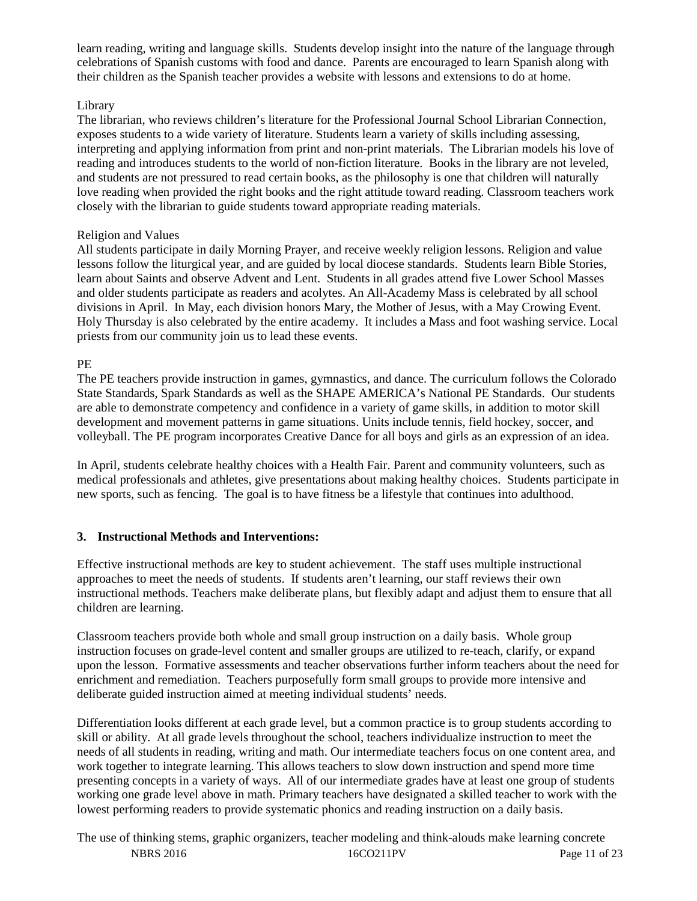learn reading, writing and language skills. Students develop insight into the nature of the language through celebrations of Spanish customs with food and dance. Parents are encouraged to learn Spanish along with their children as the Spanish teacher provides a website with lessons and extensions to do at home.

Library

The librarian, who reviews children's literature for the Professional Journal School Librarian Connection, exposes students to a wide variety of literature. Students learn a variety of skills including assessing, interpreting and applying information from print and non-print materials. The Librarian models his love of reading and introduces students to the world of non-fiction literature. Books in the library are not leveled, and students are not pressured to read certain books, as the philosophy is one that children will naturally love reading when provided the right books and the right attitude toward reading. Classroom teachers work closely with the librarian to guide students toward appropriate reading materials.

Religion and Values

All students participate in daily Morning Prayer, and receive weekly religion lessons. Religion and value lessons follow the liturgical year, and are guided by local diocese standards. Students learn Bible Stories, learn about Saints and observe Advent and Lent. Students in all grades attend five Lower School Masses and older students participate as readers and acolytes. An All-Academy Mass is celebrated by all school divisions in April. In May, each division honors Mary, the Mother of Jesus, with a May Crowing Event. Holy Thursday is also celebrated by the entire academy. It includes a Mass and foot washing service. Local priests from our community join us to lead these events.

PE

The PE teachers provide instruction in games, gymnastics, and dance. The curriculum follows the Colorado State Standards, Spark Standards as well as the SHAPE AMERICA's National PE Standards. Our students are able to demonstrate competency and confidence in a variety of game skills, in addition to motor skill development and movement patterns in game situations. Units include tennis, field hockey, soccer, and volleyball. The PE program incorporates Creative Dance for all boys and girls as an expression of an idea.

In April, students celebrate healthy choices with a Health Fair. Parent and community volunteers, such as medical professionals and athletes, give presentations about making healthy choices. Students participate in new sports, such as fencing. The goal is to have fitness be a lifestyle that continues into adulthood.

**3. Instructional Methods and Interventions:**

Effective instructional methods are key to student achievement. The staff uses multiple instructional approaches to meet the needs of students. If students aren't learning, our staff reviews their own instructional methods. Teachers make deliberate plans, but flexibly adapt and adjust them to ensure that all children are learning.

Classroom teachers provide both whole and small group instruction on a daily basis. Whole group instruction focuses on grade-level content and smaller groups are utilized to re-teach, clarify, or expand upon the lesson. Formative assessments and teacher observations further inform teachers about the need for enrichment and remediation. Teachers purposefully form small groups to provide more intensive and deliberate guided instruction aimed at meeting individual students' needs.

Differentiation looks different at each grade level, but a common practice is to group students according to skill or ability. At all grade levels throughout the school, teachers individualize instruction to meet the needs of all students in reading, writing and math. Our intermediate teachers focus on one content area, and work together to integrate learning. This allows teachers to slow down instruction and spend more time presenting concepts in a variety of ways. All of our intermediate grades have at least one group of students working one grade level above in math. Primary teachers have designated a skilled teacher to work with the lowest performing readers to provide systematic phonics and reading instruction on a daily basis.

The use of thinking stems, graphic organizers, teacher modeling and think-alouds make learning concrete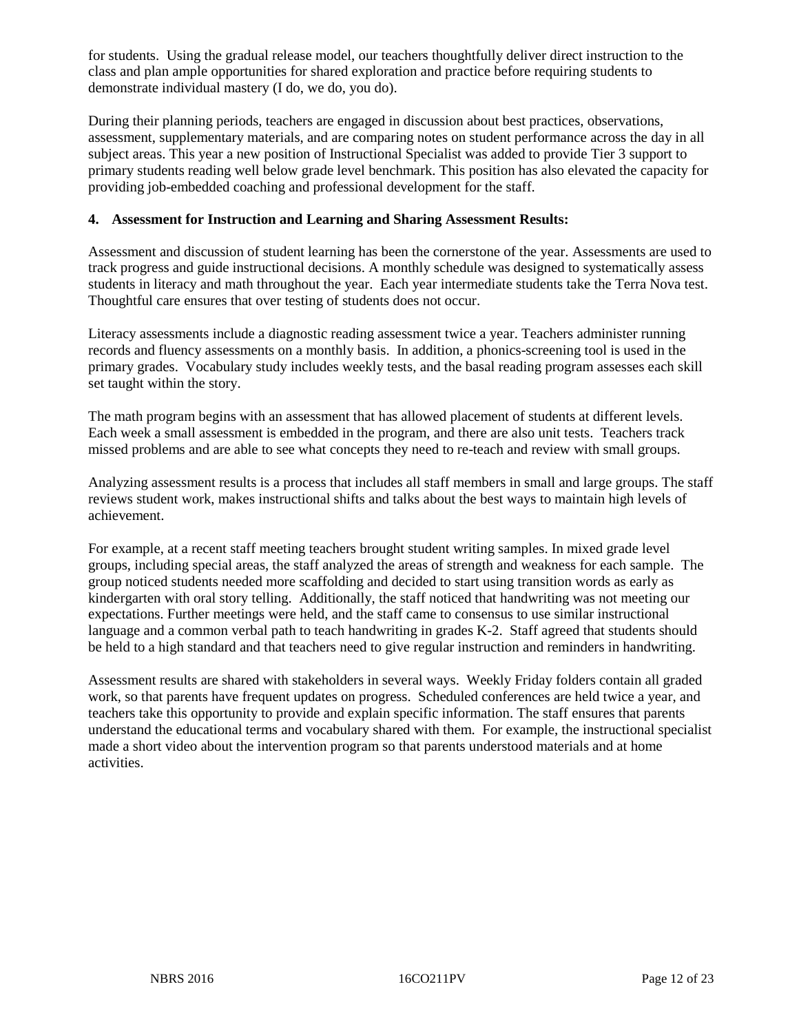for students.  Using the gradual release model, our teachers thoughtfully deliver direct instruction to the class and plan ample opportunities for shared exploration and practice before requiring students to demonstrate individual mastery (I do, we do, you do).

During their planning periods, teachers are engaged in discussion about best practices, observations, assessment, supplementary materials, and are comparing notes on student performance across the day in all subject areas. This year a new position of Instructional Specialist was added to provide Tier 3 support to primary students reading well below grade level benchmark. This position has also elevated the capacity for providing job-embedded coaching and professional development for the staff.

**4. Assessment for Instruction and Learning and Sharing Assessment Results:**

Assessment and discussion of student learning has been the cornerstone of the year. Assessments are used to track progress and guide instructional decisions. A monthly schedule was designed to systematically assess students in literacy and math throughout the year.  Each year intermediate students take the Terra Nova test. Thoughtful care ensures that over testing of students does not occur.

Literacy assessments include a diagnostic reading assessment twice a year. Teachers administer running records and fluency assessments on a monthly basis.  In addition, a phonics-screening tool is used in the primary grades.  Vocabulary study includes weekly tests, and the basal reading program assesses each skill set taught within the story.

The math program begins with an assessment that has allowed placement of students at different levels. Each week a small assessment is embedded in the program, and there are also unit tests.  Teachers track missed problems and are able to see what concepts they need to re-teach and review with small groups.

Analyzing assessment results is a process that includes all staff members in small and large groups. The staff reviews student work, makes instructional shifts and talks about the best ways to maintain high levels of achievement.

For example, at a recent staff meeting teachers brought student writing samples. In mixed grade level groups, including special areas, the staff analyzed the areas of strength and weakness for each sample.  The group noticed students needed more scaffolding and decided to start using transition words as early as kindergarten with oral story telling.  Additionally, the staff noticed that handwriting was not meeting our expectations. Further meetings were held, and the staff came to consensus to use similar instructional language and a common verbal path to teach handwriting in grades K-2.  Staff agreed that students should be held to a high standard and that teachers need to give regular instruction and reminders in handwriting.

Assessment results are shared with stakeholders in several ways.  Weekly Friday folders contain all graded work, so that parents have frequent updates on progress.  Scheduled conferences are held twice a year, and teachers take this opportunity to provide and explain specific information. The staff ensures that parents understand the educational terms and vocabulary shared with them.  For example, the instructional specialist made a short video about the intervention program so that parents understood materials and at home activities.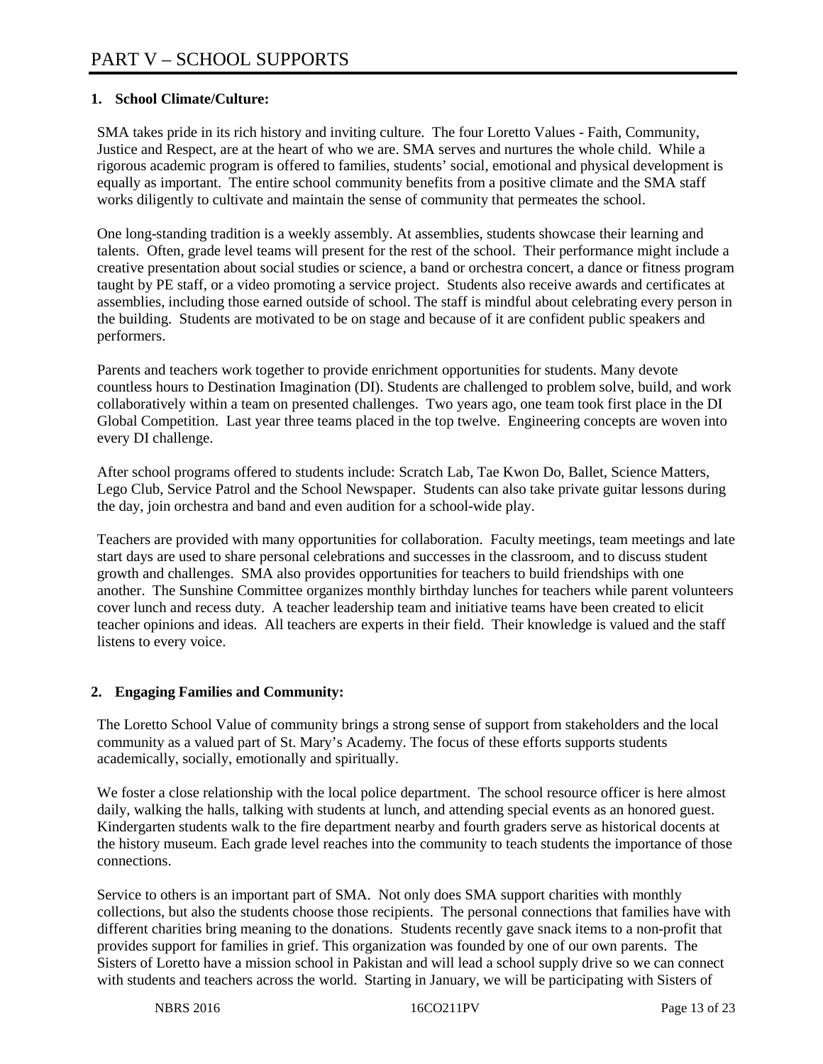# PART V – SCHOOL SUPPORTS

**1. School Climate/Culture:**

SMA takes pride in its rich history and inviting culture. The four Loretto Values - Faith, Community, Justice and Respect, are at the heart of who we are. SMA serves and nurtures the whole child. While a rigorous academic program is offered to families, students' social, emotional and physical development is equally as important. The entire school community benefits from a positive climate and the SMA staff works diligently to cultivate and maintain the sense of community that permeates the school.

One long-standing tradition is a weekly assembly. At assemblies, students showcase their learning and talents. Often, grade level teams will present for the rest of the school. Their performance might include a creative presentation about social studies or science, a band or orchestra concert, a dance or fitness program taught by PE staff, or a video promoting a service project. Students also receive awards and certificates at assemblies, including those earned outside of school. The staff is mindful about celebrating every person in the building. Students are motivated to be on stage and because of it are confident public speakers and performers.

Parents and teachers work together to provide enrichment opportunities for students. Many devote countless hours to Destination Imagination (DI). Students are challenged to problem solve, build, and work collaboratively within a team on presented challenges. Two years ago, one team took first place in the DI Global Competition. Last year three teams placed in the top twelve. Engineering concepts are woven into every DI challenge.

After school programs offered to students include: Scratch Lab, Tae Kwon Do, Ballet, Science Matters, Lego Club, Service Patrol and the School Newspaper. Students can also take private guitar lessons during the day, join orchestra and band and even audition for a school-wide play.

Teachers are provided with many opportunities for collaboration. Faculty meetings, team meetings and late start days are used to share personal celebrations and successes in the classroom, and to discuss student growth and challenges. SMA also provides opportunities for teachers to build friendships with one another. The Sunshine Committee organizes monthly birthday lunches for teachers while parent volunteers cover lunch and recess duty. A teacher leadership team and initiative teams have been created to elicit teacher opinions and ideas. All teachers are experts in their field. Their knowledge is valued and the staff listens to every voice.

**2. Engaging Families and Community:**

The Loretto School Value of community brings a strong sense of support from stakeholders and the local community as a valued part of St. Mary's Academy. The focus of these efforts supports students academically, socially, emotionally and spiritually.

We foster a close relationship with the local police department. The school resource officer is here almost daily, walking the halls, talking with students at lunch, and attending special events as an honored guest. Kindergarten students walk to the fire department nearby and fourth graders serve as historical docents at the history museum. Each grade level reaches into the community to teach students the importance of those connections.

Service to others is an important part of SMA. Not only does SMA support charities with monthly collections, but also the students choose those recipients. The personal connections that families have with different charities bring meaning to the donations. Students recently gave snack items to a non-profit that provides support for families in grief. This organization was founded by one of our own parents. The Sisters of Loretto have a mission school in Pakistan and will lead a school supply drive so we can connect with students and teachers across the world. Starting in January, we will be participating with Sisters of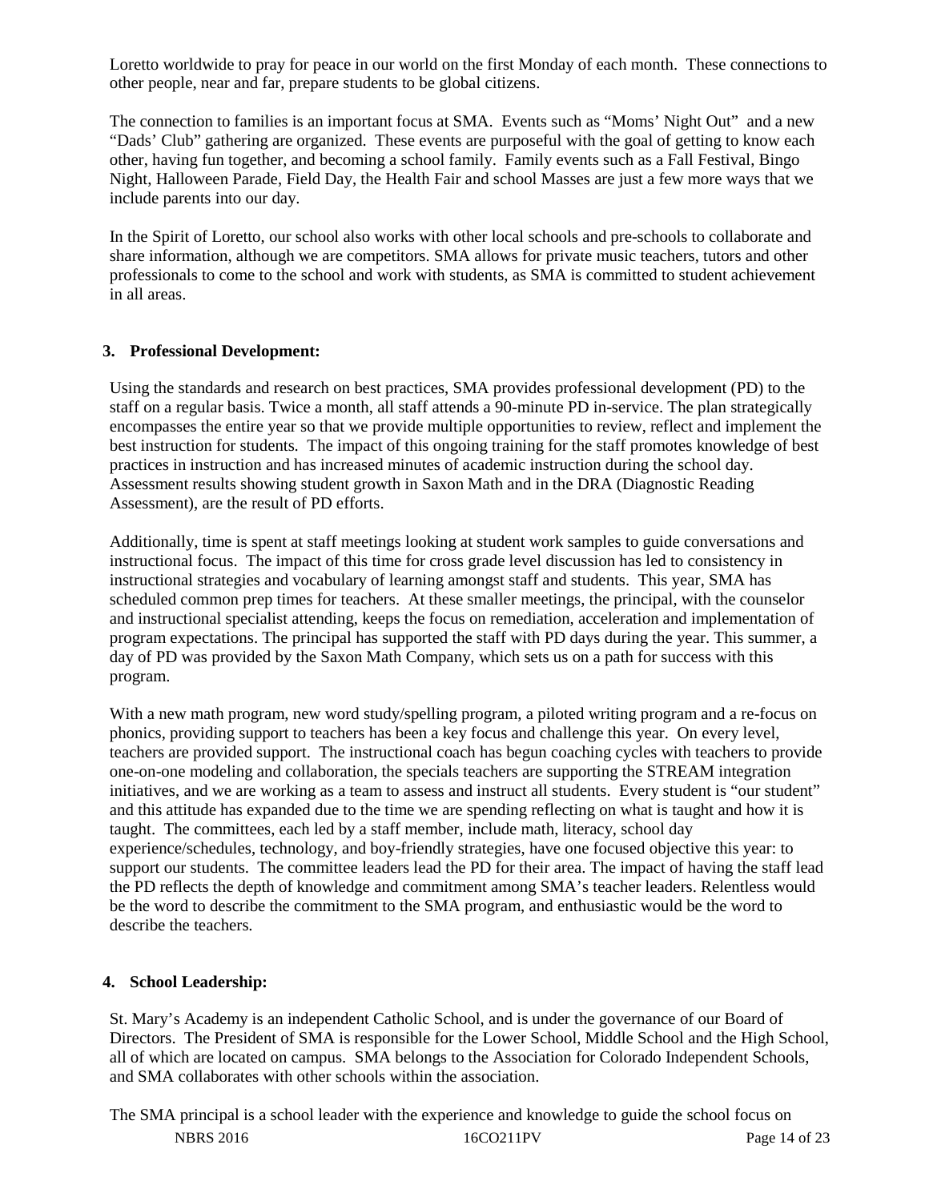Loretto worldwide to pray for peace in our world on the first Monday of each month. These connections to other people, near and far, prepare students to be global citizens.

The connection to families is an important focus at SMA. Events such as "Moms' Night Out" and a new "Dads' Club" gathering are organized. These events are purposeful with the goal of getting to know each other, having fun together, and becoming a school family. Family events such as a Fall Festival, Bingo Night, Halloween Parade, Field Day, the Health Fair and school Masses are just a few more ways that we include parents into our day.

In the Spirit of Loretto, our school also works with other local schools and pre-schools to collaborate and share information, although we are competitors. SMA allows for private music teachers, tutors and other professionals to come to the school and work with students, as SMA is committed to student achievement in all areas.

**3. Professional Development:**

Using the standards and research on best practices, SMA provides professional development (PD) to the staff on a regular basis. Twice a month, all staff attends a 90-minute PD in-service. The plan strategically encompasses the entire year so that we provide multiple opportunities to review, reflect and implement the best instruction for students. The impact of this ongoing training for the staff promotes knowledge of best practices in instruction and has increased minutes of academic instruction during the school day. Assessment results showing student growth in Saxon Math and in the DRA (Diagnostic Reading Assessment), are the result of PD efforts.

Additionally, time is spent at staff meetings looking at student work samples to guide conversations and instructional focus. The impact of this time for cross grade level discussion has led to consistency in instructional strategies and vocabulary of learning amongst staff and students. This year, SMA has scheduled common prep times for teachers. At these smaller meetings, the principal, with the counselor and instructional specialist attending, keeps the focus on remediation, acceleration and implementation of program expectations. The principal has supported the staff with PD days during the year. This summer, a day of PD was provided by the Saxon Math Company, which sets us on a path for success with this program.

With a new math program, new word study/spelling program, a piloted writing program and a re-focus on phonics, providing support to teachers has been a key focus and challenge this year. On every level, teachers are provided support. The instructional coach has begun coaching cycles with teachers to provide one-on-one modeling and collaboration, the specials teachers are supporting the STREAM integration initiatives, and we are working as a team to assess and instruct all students. Every student is "our student" and this attitude has expanded due to the time we are spending reflecting on what is taught and how it is taught. The committees, each led by a staff member, include math, literacy, school day experience/schedules, technology, and boy-friendly strategies, have one focused objective this year: to support our students. The committee leaders lead the PD for their area. The impact of having the staff lead the PD reflects the depth of knowledge and commitment among SMA's teacher leaders. Relentless would be the word to describe the commitment to the SMA program, and enthusiastic would be the word to describe the teachers.

**4. School Leadership:**

St. Mary's Academy is an independent Catholic School, and is under the governance of our Board of Directors. The President of SMA is responsible for the Lower School, Middle School and the High School, all of which are located on campus. SMA belongs to the Association for Colorado Independent Schools, and SMA collaborates with other schools within the association.

The SMA principal is a school leader with the experience and knowledge to guide the school focus on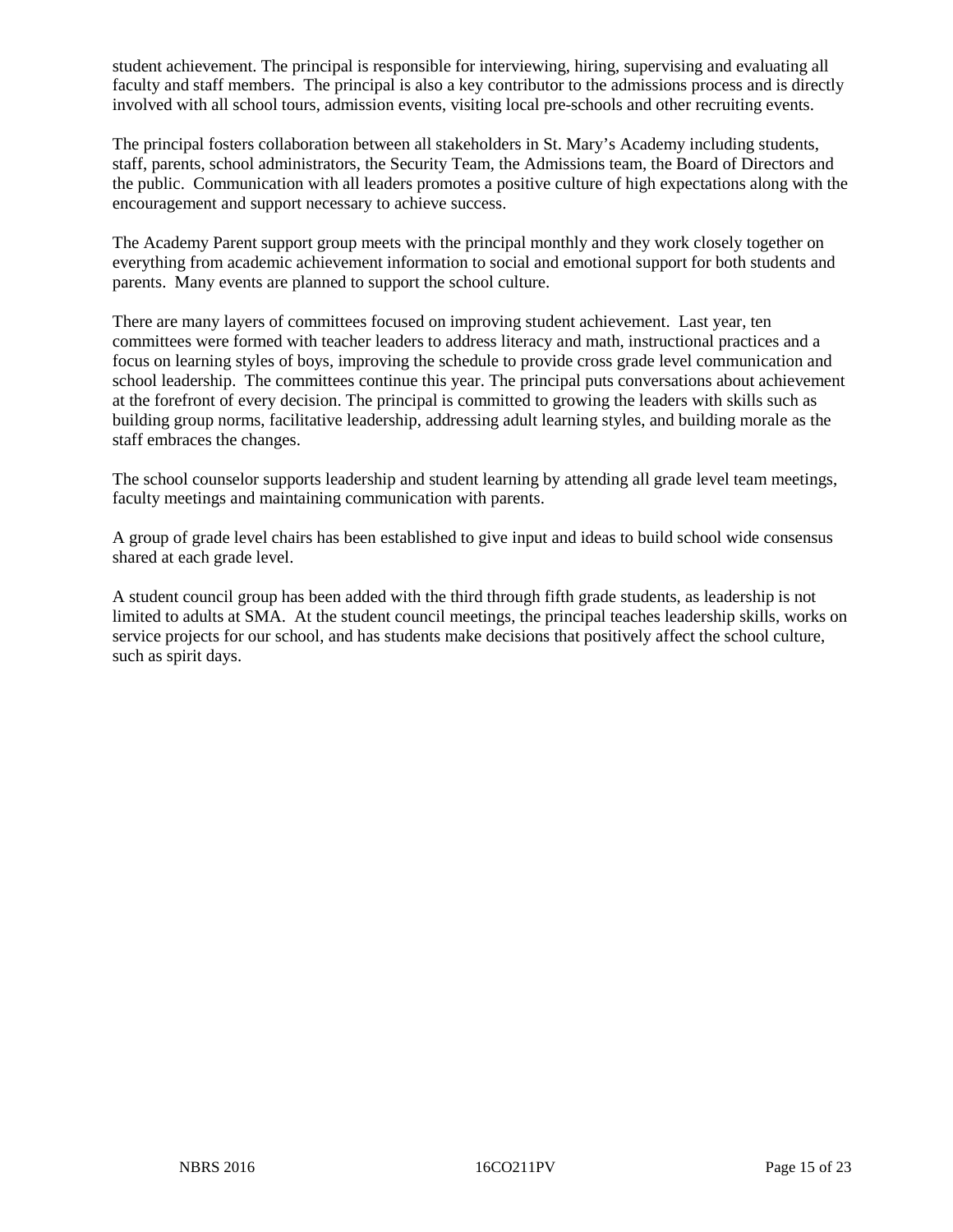student achievement. The principal is responsible for interviewing, hiring, supervising and evaluating all faculty and staff members. The principal is also a key contributor to the admissions process and is directly involved with all school tours, admission events, visiting local pre-schools and other recruiting events.

The principal fosters collaboration between all stakeholders in St. Mary's Academy including students, staff, parents, school administrators, the Security Team, the Admissions team, the Board of Directors and the public. Communication with all leaders promotes a positive culture of high expectations along with the encouragement and support necessary to achieve success.

The Academy Parent support group meets with the principal monthly and they work closely together on everything from academic achievement information to social and emotional support for both students and parents. Many events are planned to support the school culture.

There are many layers of committees focused on improving student achievement. Last year, ten committees were formed with teacher leaders to address literacy and math, instructional practices and a focus on learning styles of boys, improving the schedule to provide cross grade level communication and school leadership. The committees continue this year. The principal puts conversations about achievement at the forefront of every decision. The principal is committed to growing the leaders with skills such as building group norms, facilitative leadership, addressing adult learning styles, and building morale as the staff embraces the changes.

The school counselor supports leadership and student learning by attending all grade level team meetings, faculty meetings and maintaining communication with parents.

A group of grade level chairs has been established to give input and ideas to build school wide consensus shared at each grade level.

A student council group has been added with the third through fifth grade students, as leadership is not limited to adults at SMA. At the student council meetings, the principal teaches leadership skills, works on service projects for our school, and has students make decisions that positively affect the school culture, such as spirit days.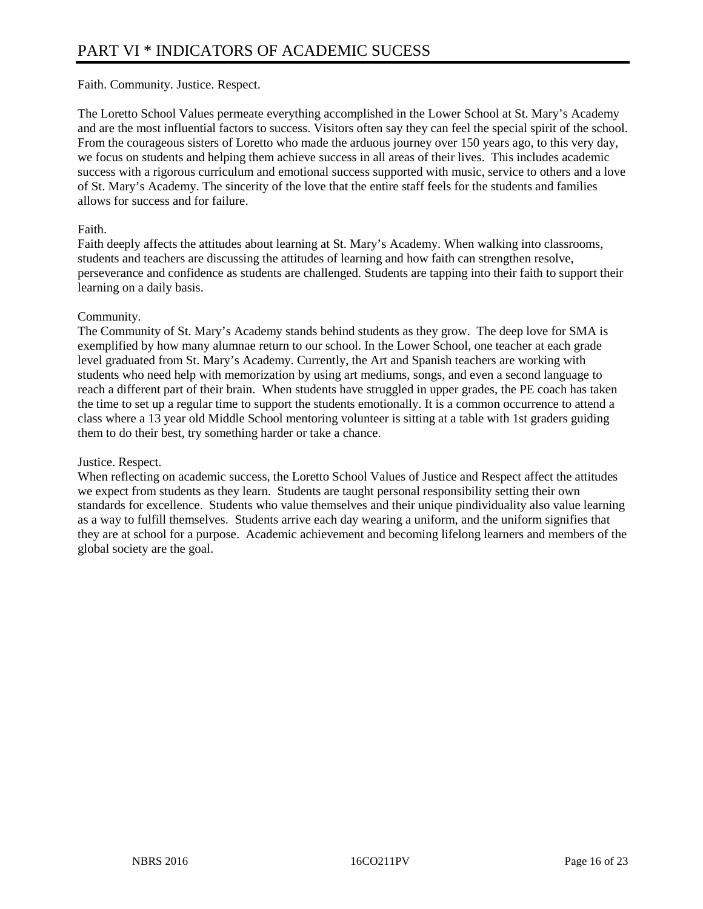# PART VI * INDICATORS OF ACADEMIC SUCESS

Faith. Community. Justice. Respect.

The Loretto School Values permeate everything accomplished in the Lower School at St. Mary's Academy and are the most influential factors to success. Visitors often say they can feel the special spirit of the school. From the courageous sisters of Loretto who made the arduous journey over 150 years ago, to this very day, we focus on students and helping them achieve success in all areas of their lives. This includes academic success with a rigorous curriculum and emotional success supported with music, service to others and a love of St. Mary's Academy. The sincerity of the love that the entire staff feels for the students and families allows for success and for failure.

Faith.
Faith deeply affects the attitudes about learning at St. Mary's Academy. When walking into classrooms, students and teachers are discussing the attitudes of learning and how faith can strengthen resolve, perseverance and confidence as students are challenged. Students are tapping into their faith to support their learning on a daily basis.

Community.
The Community of St. Mary's Academy stands behind students as they grow. The deep love for SMA is exemplified by how many alumnae return to our school. In the Lower School, one teacher at each grade level graduated from St. Mary's Academy. Currently, the Art and Spanish teachers are working with students who need help with memorization by using art mediums, songs, and even a second language to reach a different part of their brain. When students have struggled in upper grades, the PE coach has taken the time to set up a regular time to support the students emotionally. It is a common occurrence to attend a class where a 13 year old Middle School mentoring volunteer is sitting at a table with 1st graders guiding them to do their best, try something harder or take a chance.

Justice. Respect.
When reflecting on academic success, the Loretto School Values of Justice and Respect affect the attitudes we expect from students as they learn. Students are taught personal responsibility setting their own standards for excellence. Students who value themselves and their unique pindividuality also value learning as a way to fulfill themselves. Students arrive each day wearing a uniform, and the uniform signifies that they are at school for a purpose. Academic achievement and becoming lifelong learners and members of the global society are the goal.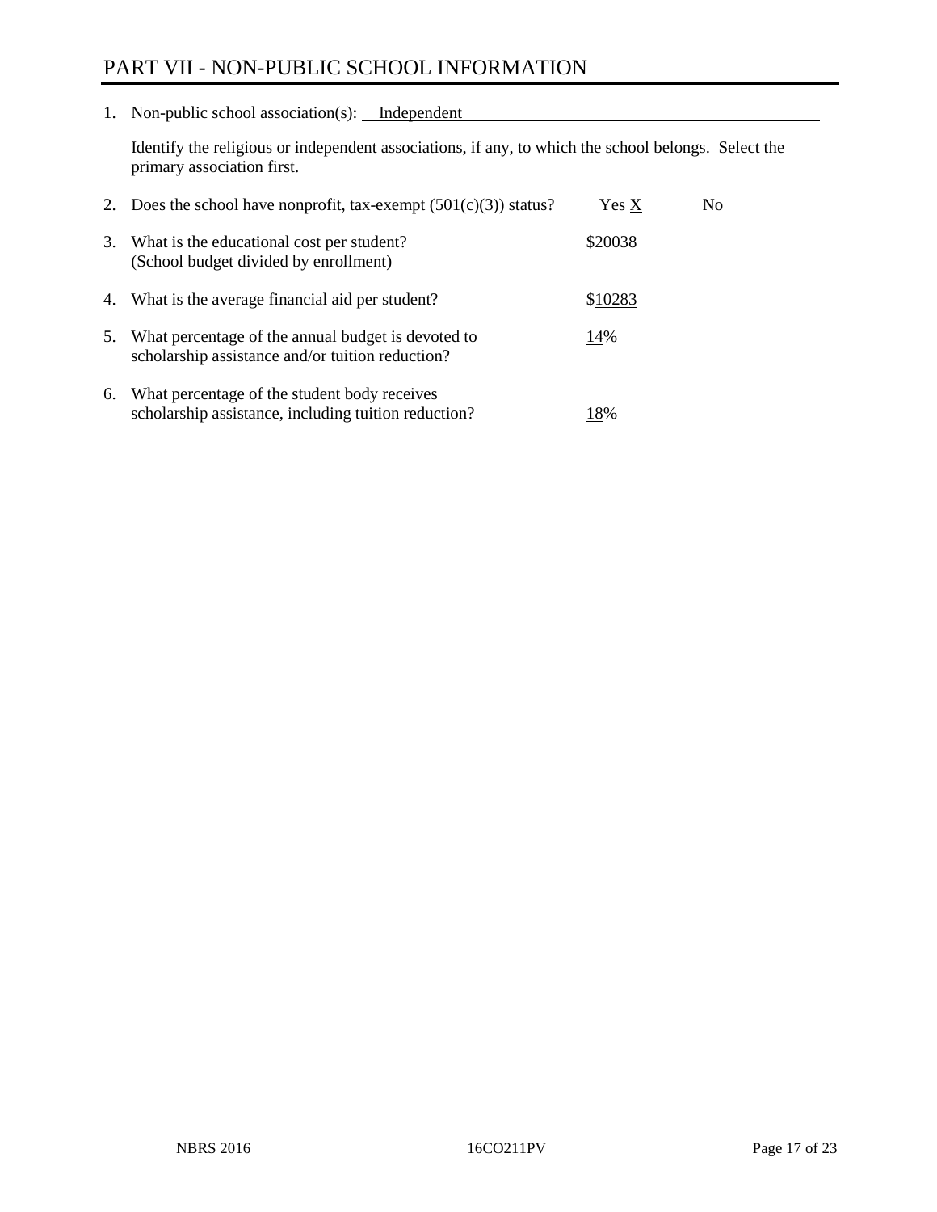# PART VII - NON-PUBLIC SCHOOL INFORMATION

1. Non-public school association(s): Independent

   Identify the religious or independent associations, if any, to which the school belongs. Select the primary association first.

2. Does the school have nonprofit, tax-exempt (501(c)(3)) status? Yes X No

3. What is the educational cost per student? (School budget divided by enrollment) $20038

4. What is the average financial aid per student? $10283

5. What percentage of the annual budget is devoted to scholarship assistance and/or tuition reduction? 14%

6. What percentage of the student body receives scholarship assistance, including tuition reduction? 18%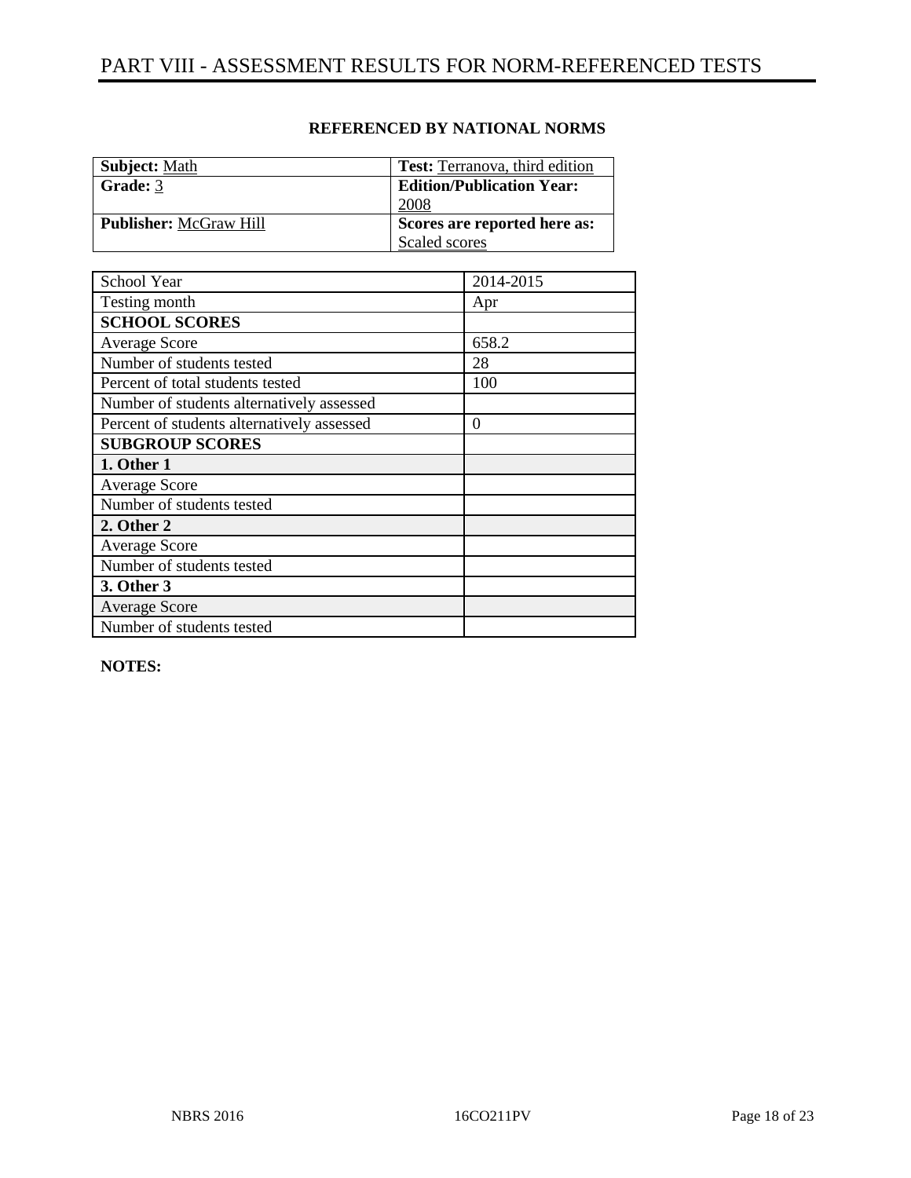# PART VIII - ASSESSMENT RESULTS FOR NORM-REFERENCED TESTS

**REFERENCED BY NATIONAL NORMS**

| **Subject:** Math | **Test:** Terranova, third edition |
|---|---|
| **Grade:** 3 | **Edition/Publication Year:** 2008 |
| **Publisher:** McGraw Hill | **Scores are reported here as:** Scaled scores |

| School Year | 2014-2015 |
|---|---|
| Testing month | Apr |
| **SCHOOL SCORES** | |
| Average Score | 658.2 |
| Number of students tested | 28 |
| Percent of total students tested | 100 |
| Number of students alternatively assessed | |
| Percent of students alternatively assessed | 0 |
| **SUBGROUP SCORES** | |
| **1. Other 1** | |
| Average Score | |
| Number of students tested | |
| **2. Other 2** | |
| Average Score | |
| Number of students tested | |
| **3. Other 3** | |
| Average Score | |
| Number of students tested | |

**NOTES:**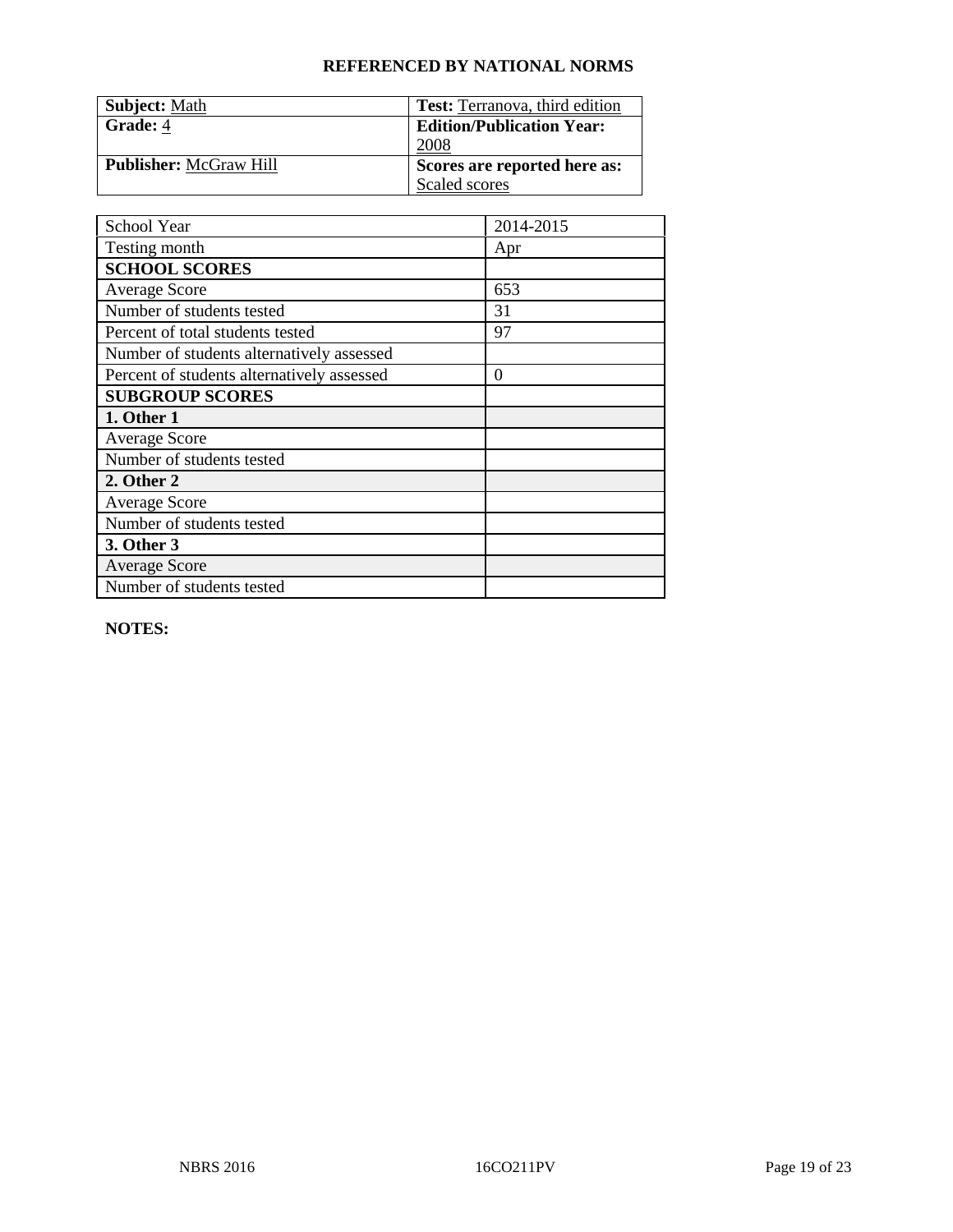**REFERENCED BY NATIONAL NORMS**

| **Subject:** Math | **Test:** Terranova, third edition |
|---|---|
| **Grade:** 4 | **Edition/Publication Year:** 2008 |
| **Publisher:** McGraw Hill | **Scores are reported here as:** Scaled scores |

| School Year | 2014-2015 |
|---|---|
| Testing month | Apr |
| **SCHOOL SCORES** | |
| Average Score | 653 |
| Number of students tested | 31 |
| Percent of total students tested | 97 |
| Number of students alternatively assessed | |
| Percent of students alternatively assessed | 0 |
| **SUBGROUP SCORES** | |
| **1. Other 1** | |
| Average Score | |
| Number of students tested | |
| **2. Other 2** | |
| Average Score | |
| Number of students tested | |
| **3. Other 3** | |
| Average Score | |
| Number of students tested | |

**NOTES:**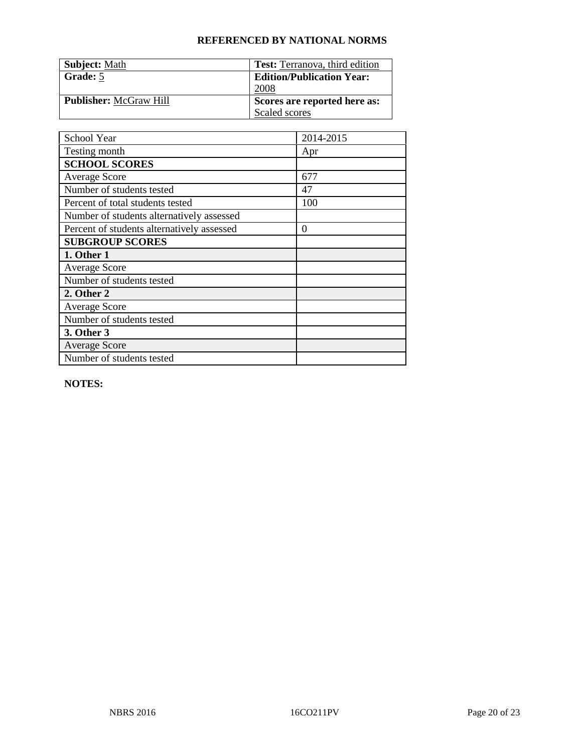## REFERENCED BY NATIONAL NORMS

| **Subject:** Math | **Test:** Terranova, third edition |
|---|---|
| **Grade:** 5 | **Edition/Publication Year:** 2008 |
| **Publisher:** McGraw Hill | **Scores are reported here as:** Scaled scores |

| School Year | 2014-2015 |
|---|---|
| Testing month | Apr |
| **SCHOOL SCORES** | |
| Average Score | 677 |
| Number of students tested | 47 |
| Percent of total students tested | 100 |
| Number of students alternatively assessed | |
| Percent of students alternatively assessed | 0 |
| **SUBGROUP SCORES** | |
| **1. Other 1** | |
| Average Score | |
| Number of students tested | |
| **2. Other 2** | |
| Average Score | |
| Number of students tested | |
| **3. Other 3** | |
| Average Score | |
| Number of students tested | |

**NOTES:**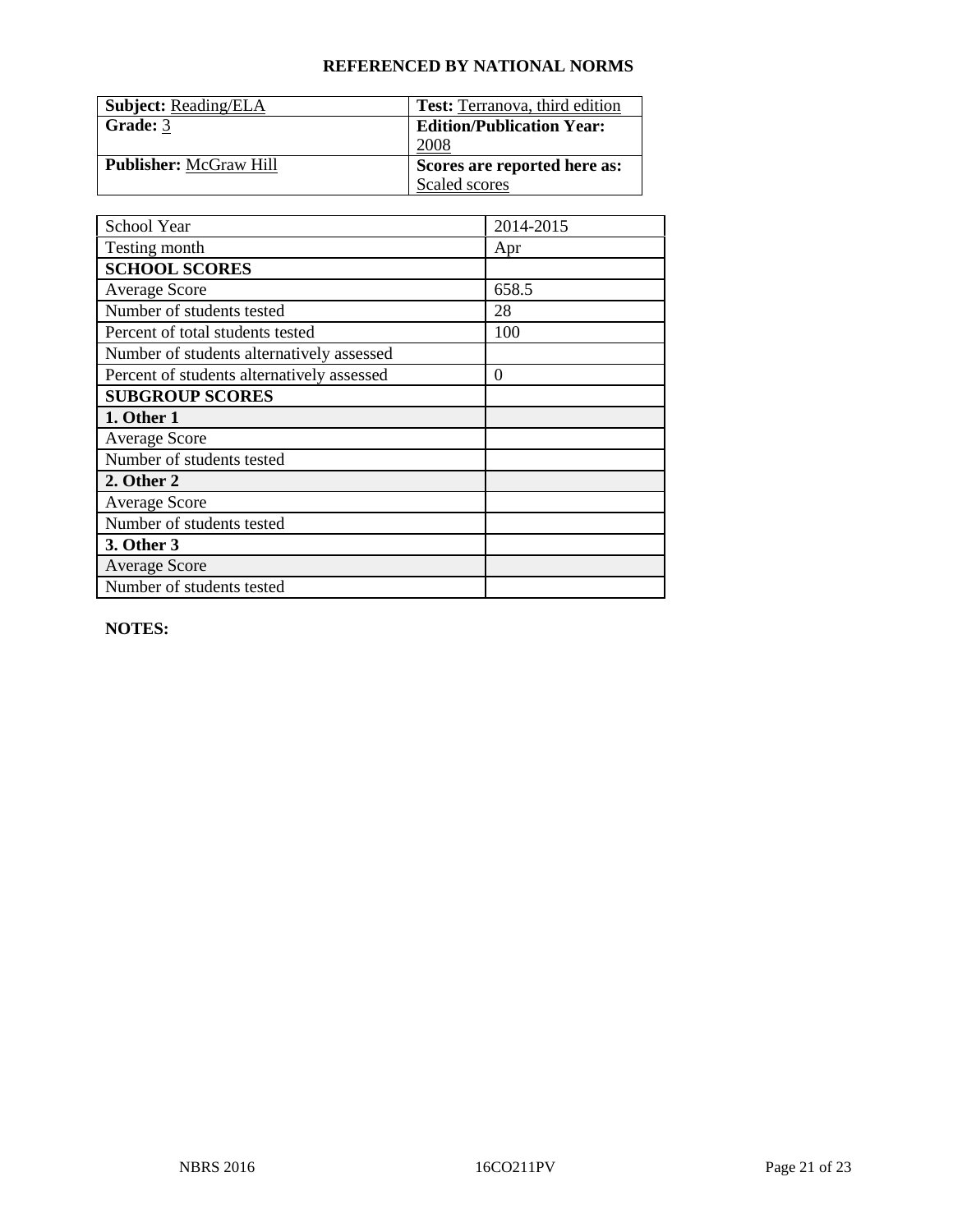**REFERENCED BY NATIONAL NORMS**

| **Subject:** Reading/ELA | **Test:** Terranova, third edition |
|---|---|
| **Grade:** 3 | **Edition/Publication Year:** 2008 |
| **Publisher:** McGraw Hill | **Scores are reported here as:** Scaled scores |

| School Year | 2014-2015 |
|---|---|
| Testing month | Apr |
| **SCHOOL SCORES** | |
| Average Score | 658.5 |
| Number of students tested | 28 |
| Percent of total students tested | 100 |
| Number of students alternatively assessed | |
| Percent of students alternatively assessed | 0 |
| **SUBGROUP SCORES** | |
| **1. Other 1** | |
| Average Score | |
| Number of students tested | |
| **2. Other 2** | |
| Average Score | |
| Number of students tested | |
| **3. Other 3** | |
| Average Score | |
| Number of students tested | |

**NOTES:**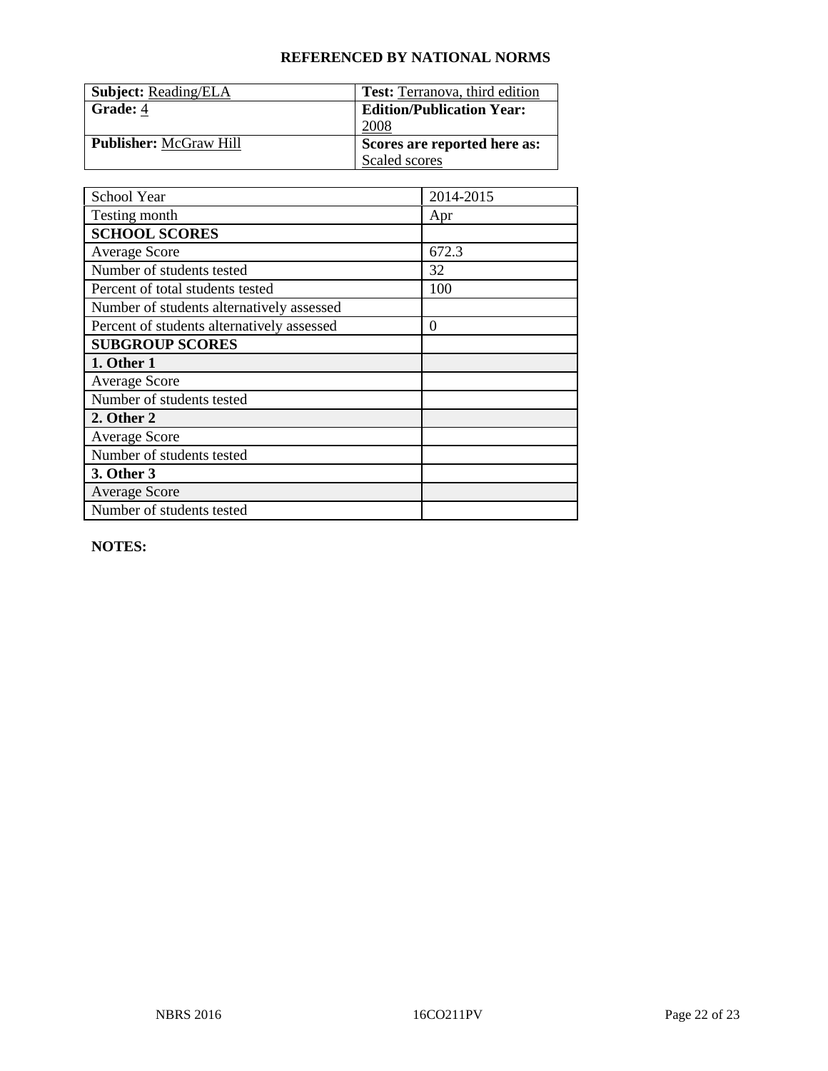## REFERENCED BY NATIONAL NORMS

| **Subject:** Reading/ELA | **Test:** Terranova, third edition |
|---|---|
| **Grade:** 4 | **Edition/Publication Year:** 2008 |
| **Publisher:** McGraw Hill | **Scores are reported here as:** Scaled scores |

| School Year | 2014-2015 |
|---|---|
| Testing month | Apr |
| **SCHOOL SCORES** | |
| Average Score | 672.3 |
| Number of students tested | 32 |
| Percent of total students tested | 100 |
| Number of students alternatively assessed | |
| Percent of students alternatively assessed | 0 |
| **SUBGROUP SCORES** | |
| **1. Other 1** | |
| Average Score | |
| Number of students tested | |
| **2. Other 2** | |
| Average Score | |
| Number of students tested | |
| **3. Other 3** | |
| Average Score | |
| Number of students tested | |

**NOTES:**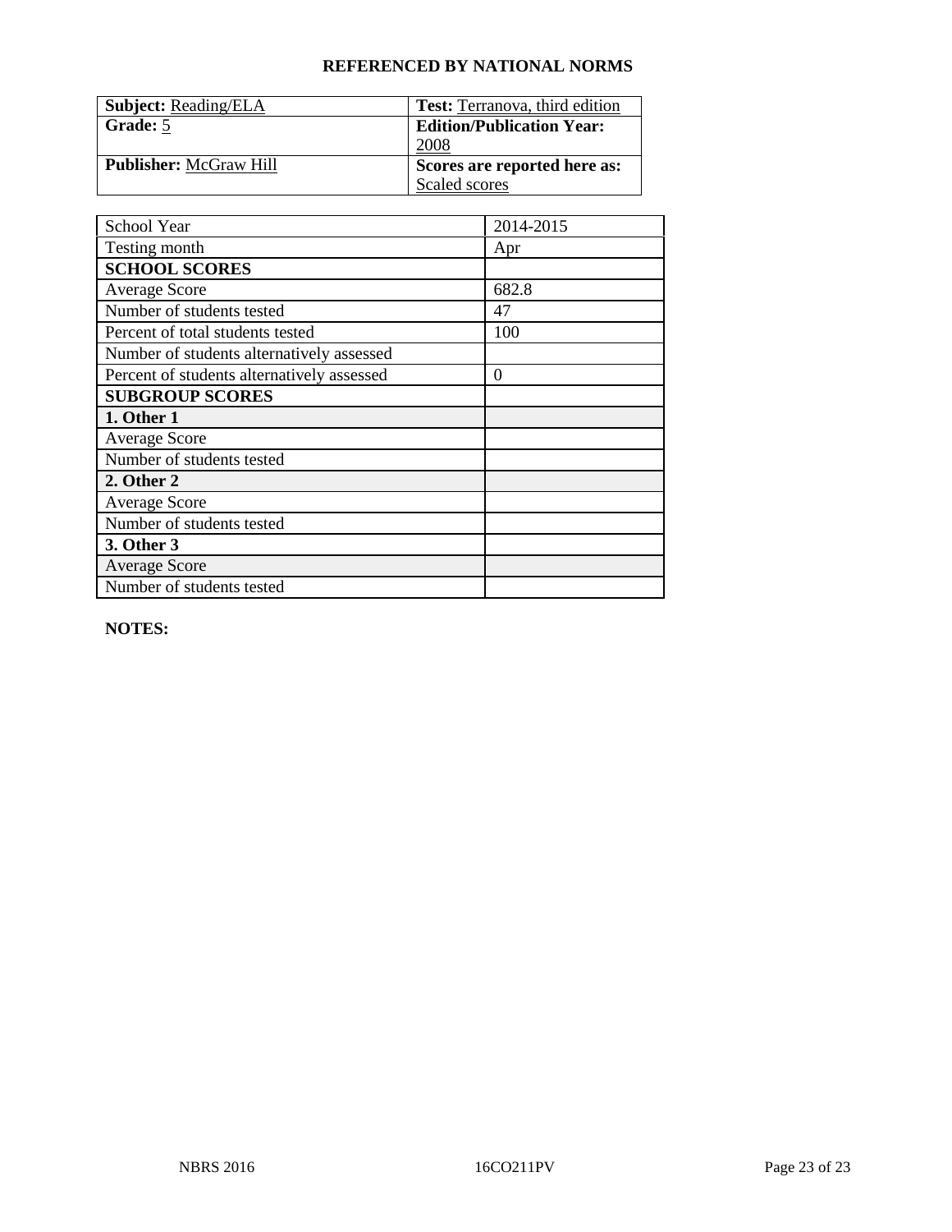### REFERENCED BY NATIONAL NORMS

| | |
|---|---|
| **Subject:** Reading/ELA | **Test:** Terranova, third edition |
| **Grade:** 5 | **Edition/Publication Year:** 2008 |
| **Publisher:** McGraw Hill | **Scores are reported here as:** Scaled scores |

| School Year | 2014-2015 |
|---|---|
| Testing month | Apr |
| **SCHOOL SCORES** | |
| Average Score | 682.8 |
| Number of students tested | 47 |
| Percent of total students tested | 100 |
| Number of students alternatively assessed | |
| Percent of students alternatively assessed | 0 |
| **SUBGROUP SCORES** | |
| **1. Other 1** | |
| Average Score | |
| Number of students tested | |
| **2. Other 2** | |
| Average Score | |
| Number of students tested | |
| **3. Other 3** | |
| Average Score | |
| Number of students tested | |

**NOTES:**